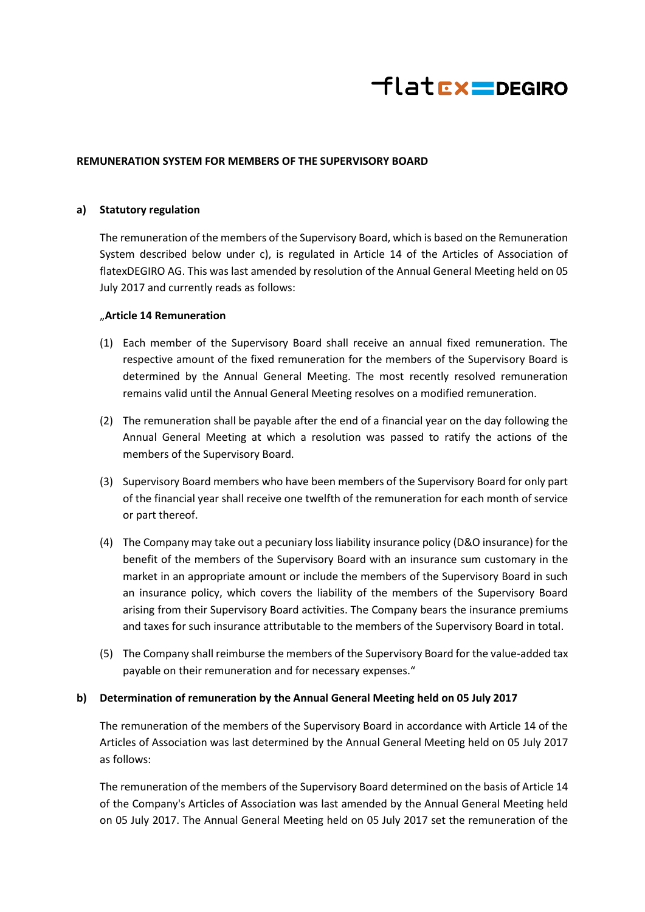**REMUNERATION SYSTEM FOR MEMBERS OF THE SUPERVISORY BOARD**

**a) Statutory regulation**

The remuneration of the members of the Supervisory Board, which is based on the Remuneration System described below under c), is regulated in Article 14 of the Articles of Association of flatexDEGIRO AG. This was last amended by resolution of the Annual General Meeting held on 05 July 2017 and currently reads as follows:

„**Article 14 Remuneration**

(1) Each member of the Supervisory Board shall receive an annual fixed remuneration. The respective amount of the fixed remuneration for the members of the Supervisory Board is determined by the Annual General Meeting. The most recently resolved remuneration remains valid until the Annual General Meeting resolves on a modified remuneration.

(2) The remuneration shall be payable after the end of a financial year on the day following the Annual General Meeting at which a resolution was passed to ratify the actions of the members of the Supervisory Board.

(3) Supervisory Board members who have been members of the Supervisory Board for only part of the financial year shall receive one twelfth of the remuneration for each month of service or part thereof.

(4) The Company may take out a pecuniary loss liability insurance policy (D&O insurance) for the benefit of the members of the Supervisory Board with an insurance sum customary in the market in an appropriate amount or include the members of the Supervisory Board in such an insurance policy, which covers the liability of the members of the Supervisory Board arising from their Supervisory Board activities. The Company bears the insurance premiums and taxes for such insurance attributable to the members of the Supervisory Board in total.

(5) The Company shall reimburse the members of the Supervisory Board for the value-added tax payable on their remuneration and for necessary expenses."

**b) Determination of remuneration by the Annual General Meeting held on 05 July 2017**

The remuneration of the members of the Supervisory Board in accordance with Article 14 of the Articles of Association was last determined by the Annual General Meeting held on 05 July 2017 as follows:

The remuneration of the members of the Supervisory Board determined on the basis of Article 14 of the Company's Articles of Association was last amended by the Annual General Meeting held on 05 July 2017. The Annual General Meeting held on 05 July 2017 set the remuneration of the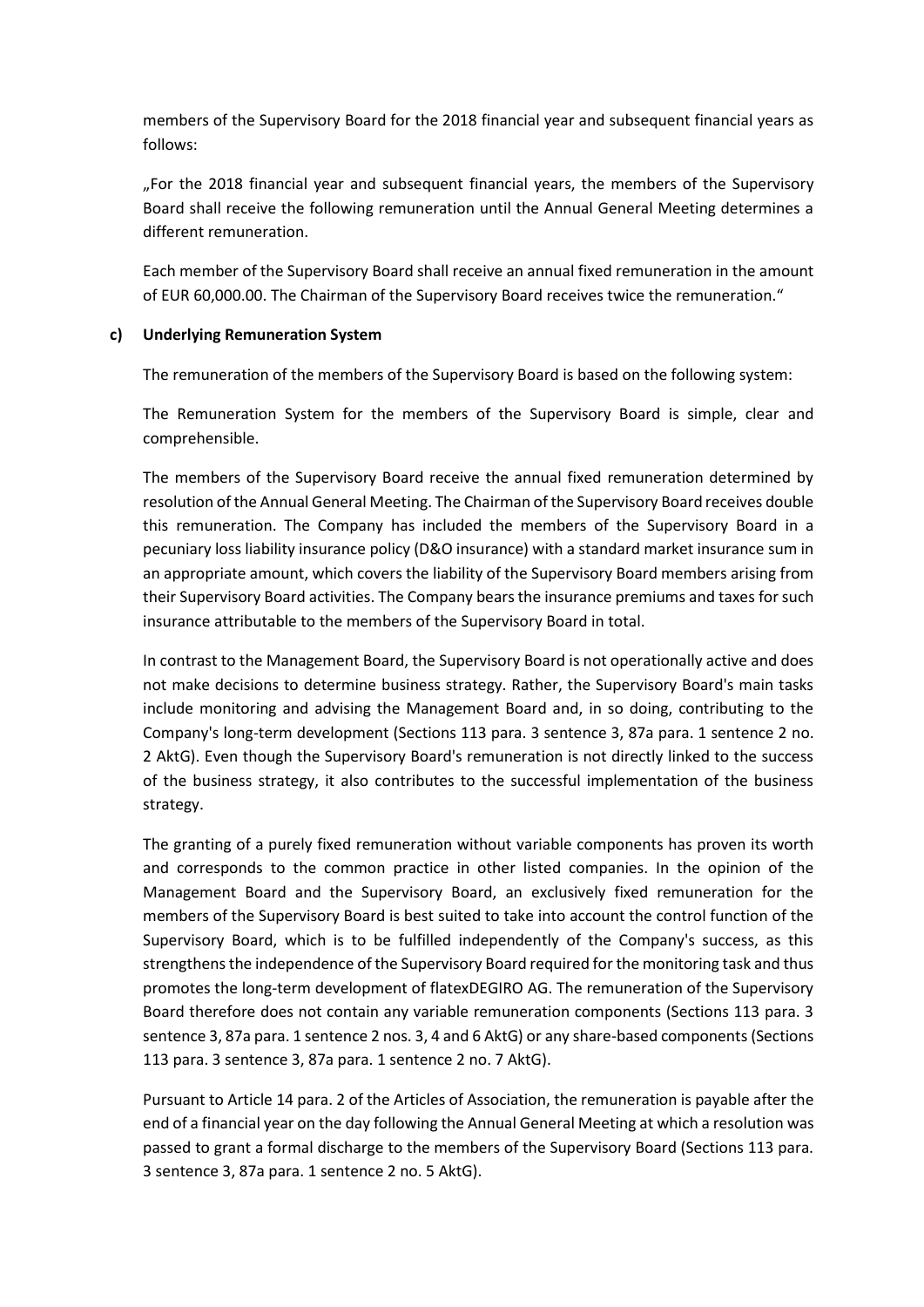members of the Supervisory Board for the 2018 financial year and subsequent financial years as follows:

„For the 2018 financial year and subsequent financial years, the members of the Supervisory Board shall receive the following remuneration until the Annual General Meeting determines a different remuneration.

Each member of the Supervisory Board shall receive an annual fixed remuneration in the amount of EUR 60,000.00. The Chairman of the Supervisory Board receives twice the remuneration."

**c) Underlying Remuneration System**

The remuneration of the members of the Supervisory Board is based on the following system:

The Remuneration System for the members of the Supervisory Board is simple, clear and comprehensible.

The members of the Supervisory Board receive the annual fixed remuneration determined by resolution of the Annual General Meeting. The Chairman of the Supervisory Board receives double this remuneration. The Company has included the members of the Supervisory Board in a pecuniary loss liability insurance policy (D&O insurance) with a standard market insurance sum in an appropriate amount, which covers the liability of the Supervisory Board members arising from their Supervisory Board activities. The Company bears the insurance premiums and taxes for such insurance attributable to the members of the Supervisory Board in total.

In contrast to the Management Board, the Supervisory Board is not operationally active and does not make decisions to determine business strategy. Rather, the Supervisory Board's main tasks include monitoring and advising the Management Board and, in so doing, contributing to the Company's long-term development (Sections 113 para. 3 sentence 3, 87a para. 1 sentence 2 no. 2 AktG). Even though the Supervisory Board's remuneration is not directly linked to the success of the business strategy, it also contributes to the successful implementation of the business strategy.

The granting of a purely fixed remuneration without variable components has proven its worth and corresponds to the common practice in other listed companies. In the opinion of the Management Board and the Supervisory Board, an exclusively fixed remuneration for the members of the Supervisory Board is best suited to take into account the control function of the Supervisory Board, which is to be fulfilled independently of the Company's success, as this strengthens the independence of the Supervisory Board required for the monitoring task and thus promotes the long-term development of flatexDEGIRO AG. The remuneration of the Supervisory Board therefore does not contain any variable remuneration components (Sections 113 para. 3 sentence 3, 87a para. 1 sentence 2 nos. 3, 4 and 6 AktG) or any share-based components (Sections 113 para. 3 sentence 3, 87a para. 1 sentence 2 no. 7 AktG).

Pursuant to Article 14 para. 2 of the Articles of Association, the remuneration is payable after the end of a financial year on the day following the Annual General Meeting at which a resolution was passed to grant a formal discharge to the members of the Supervisory Board (Sections 113 para. 3 sentence 3, 87a para. 1 sentence 2 no. 5 AktG).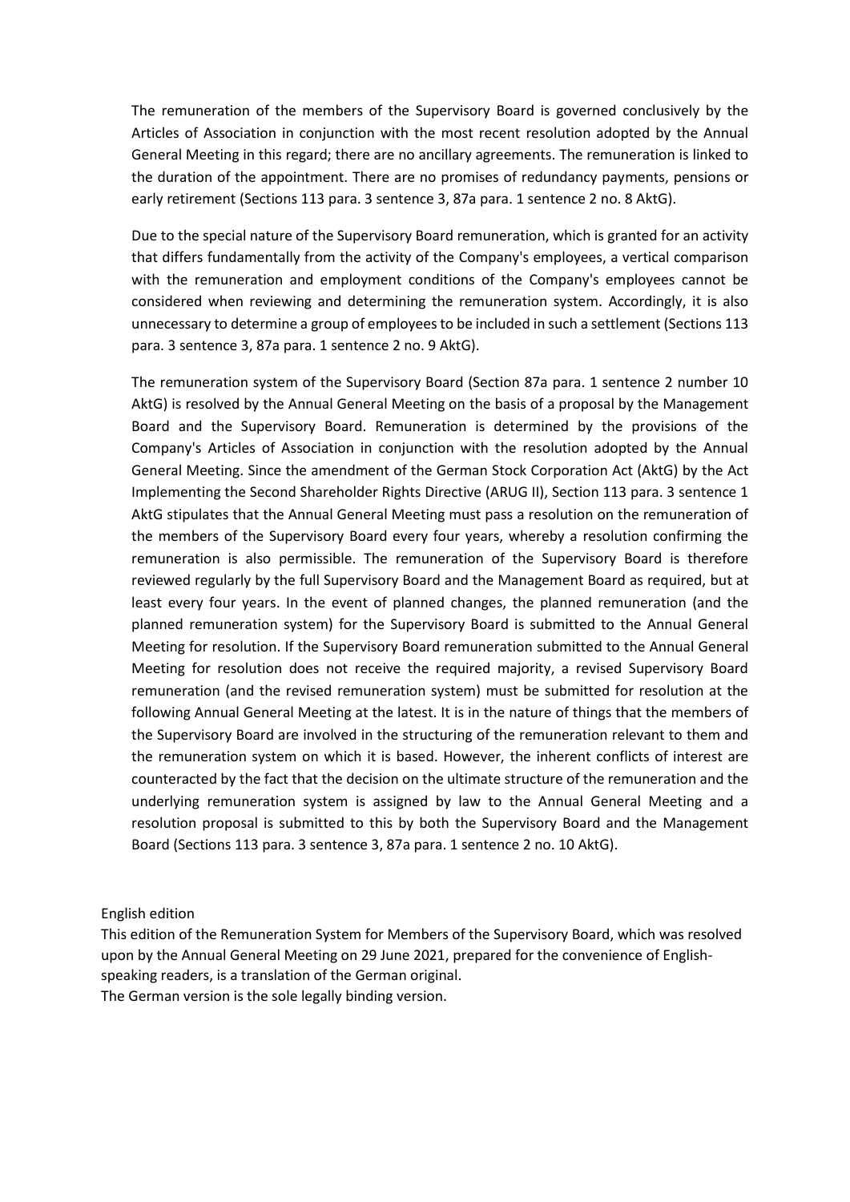The remuneration of the members of the Supervisory Board is governed conclusively by the Articles of Association in conjunction with the most recent resolution adopted by the Annual General Meeting in this regard; there are no ancillary agreements. The remuneration is linked to the duration of the appointment. There are no promises of redundancy payments, pensions or early retirement (Sections 113 para. 3 sentence 3, 87a para. 1 sentence 2 no. 8 AktG).

Due to the special nature of the Supervisory Board remuneration, which is granted for an activity that differs fundamentally from the activity of the Company's employees, a vertical comparison with the remuneration and employment conditions of the Company's employees cannot be considered when reviewing and determining the remuneration system. Accordingly, it is also unnecessary to determine a group of employees to be included in such a settlement (Sections 113 para. 3 sentence 3, 87a para. 1 sentence 2 no. 9 AktG).

The remuneration system of the Supervisory Board (Section 87a para. 1 sentence 2 number 10 AktG) is resolved by the Annual General Meeting on the basis of a proposal by the Management Board and the Supervisory Board. Remuneration is determined by the provisions of the Company's Articles of Association in conjunction with the resolution adopted by the Annual General Meeting. Since the amendment of the German Stock Corporation Act (AktG) by the Act Implementing the Second Shareholder Rights Directive (ARUG II), Section 113 para. 3 sentence 1 AktG stipulates that the Annual General Meeting must pass a resolution on the remuneration of the members of the Supervisory Board every four years, whereby a resolution confirming the remuneration is also permissible. The remuneration of the Supervisory Board is therefore reviewed regularly by the full Supervisory Board and the Management Board as required, but at least every four years. In the event of planned changes, the planned remuneration (and the planned remuneration system) for the Supervisory Board is submitted to the Annual General Meeting for resolution. If the Supervisory Board remuneration submitted to the Annual General Meeting for resolution does not receive the required majority, a revised Supervisory Board remuneration (and the revised remuneration system) must be submitted for resolution at the following Annual General Meeting at the latest. It is in the nature of things that the members of the Supervisory Board are involved in the structuring of the remuneration relevant to them and the remuneration system on which it is based. However, the inherent conflicts of interest are counteracted by the fact that the decision on the ultimate structure of the remuneration and the underlying remuneration system is assigned by law to the Annual General Meeting and a resolution proposal is submitted to this by both the Supervisory Board and the Management Board (Sections 113 para. 3 sentence 3, 87a para. 1 sentence 2 no. 10 AktG).

English edition
This edition of the Remuneration System for Members of the Supervisory Board, which was resolved upon by the Annual General Meeting on 29 June 2021, prepared for the convenience of English-speaking readers, is a translation of the German original.
The German version is the sole legally binding version.